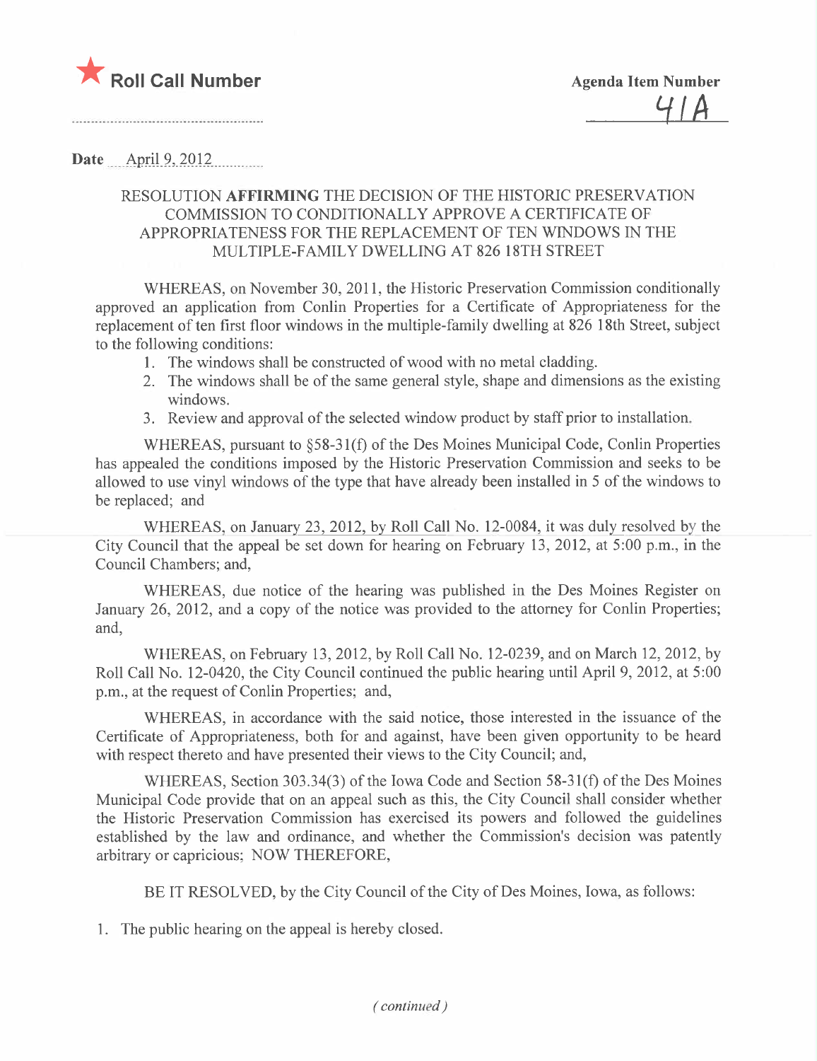★ **Roll Call Number**

**Agenda Item Number**
41A

**Date** April 9, 2012

RESOLUTION **AFFIRMING** THE DECISION OF THE HISTORIC PRESERVATION COMMISSION TO CONDITIONALLY APPROVE A CERTIFICATE OF APPROPRIATENESS FOR THE REPLACEMENT OF TEN WINDOWS IN THE MULTIPLE-FAMILY DWELLING AT 826 18TH STREET

WHEREAS, on November 30, 2011, the Historic Preservation Commission conditionally approved an application from Conlin Properties for a Certificate of Appropriateness for the replacement of ten first floor windows in the multiple-family dwelling at 826 18th Street, subject to the following conditions:

1. The windows shall be constructed of wood with no metal cladding.
2. The windows shall be of the same general style, shape and dimensions as the existing windows.
3. Review and approval of the selected window product by staff prior to installation.

WHEREAS, pursuant to §58-31(f) of the Des Moines Municipal Code, Conlin Properties has appealed the conditions imposed by the Historic Preservation Commission and seeks to be allowed to use vinyl windows of the type that have already been installed in 5 of the windows to be replaced; and

WHEREAS, on January 23, 2012, by Roll Call No. 12-0084, it was duly resolved by the City Council that the appeal be set down for hearing on February 13, 2012, at 5:00 p.m., in the Council Chambers; and,

WHEREAS, due notice of the hearing was published in the Des Moines Register on January 26, 2012, and a copy of the notice was provided to the attorney for Conlin Properties; and,

WHEREAS, on February 13, 2012, by Roll Call No. 12-0239, and on March 12, 2012, by Roll Call No. 12-0420, the City Council continued the public hearing until April 9, 2012, at 5:00 p.m., at the request of Conlin Properties; and,

WHEREAS, in accordance with the said notice, those interested in the issuance of the Certificate of Appropriateness, both for and against, have been given opportunity to be heard with respect thereto and have presented their views to the City Council; and,

WHEREAS, Section 303.34(3) of the Iowa Code and Section 58-31(f) of the Des Moines Municipal Code provide that on an appeal such as this, the City Council shall consider whether the Historic Preservation Commission has exercised its powers and followed the guidelines established by the law and ordinance, and whether the Commission's decision was patently arbitrary or capricious; NOW THEREFORE,

BE IT RESOLVED, by the City Council of the City of Des Moines, Iowa, as follows:

1. The public hearing on the appeal is hereby closed.

*(continued)*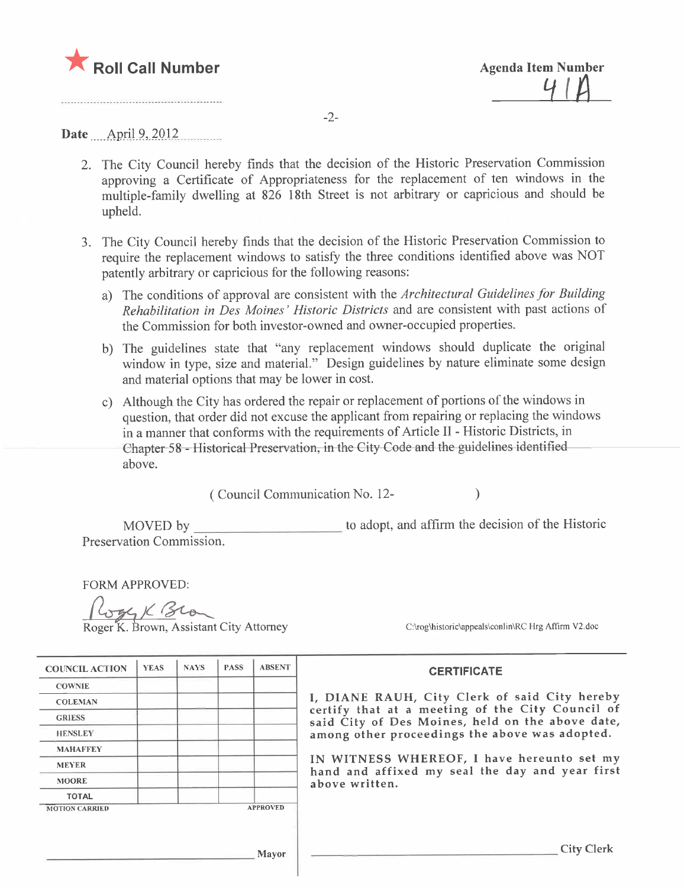★ **Roll Call Number**

**Agenda Item Number**
41A

**Date** April 9, 2012

2. The City Council hereby finds that the decision of the Historic Preservation Commission approving a Certificate of Appropriateness for the replacement of ten windows in the multiple-family dwelling at 826 18th Street is not arbitrary or capricious and should be upheld.

3. The City Council hereby finds that the decision of the Historic Preservation Commission to require the replacement windows to satisfy the three conditions identified above was NOT patently arbitrary or capricious for the following reasons:

   a) The conditions of approval are consistent with the *Architectural Guidelines for Building Rehabilitation in Des Moines' Historic Districts* and are consistent with past actions of the Commission for both investor-owned and owner-occupied properties.

   b) The guidelines state that "any replacement windows should duplicate the original window in type, size and material." Design guidelines by nature eliminate some design and material options that may be lower in cost.

   c) Although the City has ordered the repair or replacement of portions of the windows in question, that order did not excuse the applicant from repairing or replacing the windows in a manner that conforms with the requirements of Article II - Historic Districts, in Chapter 58 - Historical Preservation, in the City Code and the guidelines identified above.

( Council Communication No. 12- )

MOVED by ____________________ to adopt, and affirm the decision of the Historic Preservation Commission.

FORM APPROVED:

Roger K. Brown, Assistant City Attorney

C:\rog\historic\appeals\conlin\RC Hrg Affirm V2.doc

| COUNCIL ACTION | YEAS | NAYS | PASS | ABSENT |
|---|---|---|---|---|
| COWNIE | | | | |
| COLEMAN | | | | |
| GRIESS | | | | |
| HENSLEY | | | | |
| MAHAFFEY | | | | |
| MEYER | | | | |
| MOORE | | | | |
| TOTAL | | | | |

MOTION CARRIED APPROVED

____________________ Mayor

**CERTIFICATE**

I, DIANE RAUH, City Clerk of said City hereby certify that at a meeting of the City Council of said City of Des Moines, held on the above date, among other proceedings the above was adopted.

IN WITNESS WHEREOF, I have hereunto set my hand and affixed my seal the day and year first above written.

____________________ City Clerk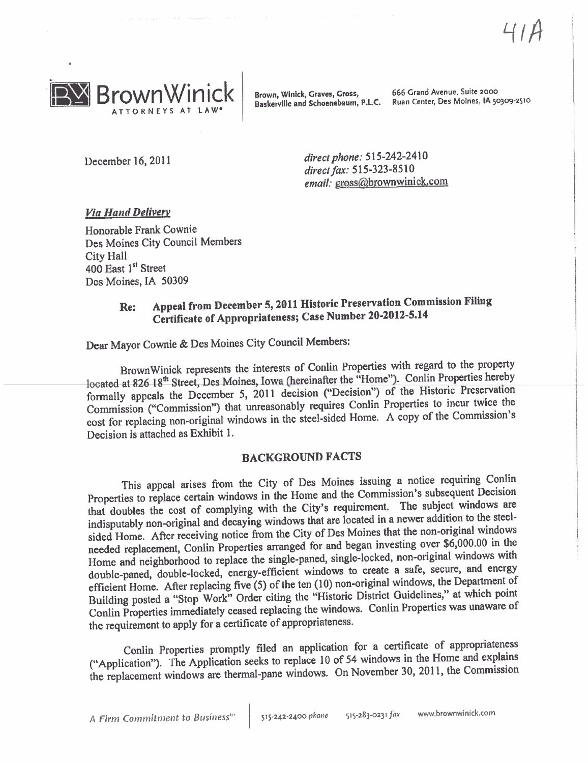41A

**BrownWinick** ATTORNEYS AT LAW

Brown, Winick, Graves, Gross, Baskerville and Schoenebaum, P.L.C.

666 Grand Avenue, Suite 2000
Ruan Center, Des Moines, IA 50309-2510

December 16, 2011

*direct phone:* 515-242-2410
*direct fax:* 515-323-8510
*email:* gross@brownwinick.com

***Via Hand Delivery***

Honorable Frank Cownie
Des Moines City Council Members
City Hall
400 East 1st Street
Des Moines, IA 50309

**Re: Appeal from December 5, 2011 Historic Preservation Commission Filing Certificate of Appropriateness; Case Number 20-2012-5.14**

Dear Mayor Cownie & Des Moines City Council Members:

BrownWinick represents the interests of Conlin Properties with regard to the property located at 826 18th Street, Des Moines, Iowa (hereinafter the "Home"). Conlin Properties hereby formally appeals the December 5, 2011 decision ("Decision") of the Historic Preservation Commission ("Commission") that unreasonably requires Conlin Properties to incur twice the cost for replacing non-original windows in the steel-sided Home. A copy of the Commission's Decision is attached as Exhibit 1.

## BACKGROUND FACTS

This appeal arises from the City of Des Moines issuing a notice requiring Conlin Properties to replace certain windows in the Home and the Commission's subsequent Decision that doubles the cost of complying with the City's requirement. The subject windows are indisputably non-original and decaying windows that are located in a newer addition to the steel-sided Home. After receiving notice from the City of Des Moines that the non-original windows needed replacement, Conlin Properties arranged for and began investing over $6,000.00 in the Home and neighborhood to replace the single-paned, single-locked, non-original windows with double-paned, double-locked, energy-efficient windows to create a safe, secure, and energy efficient Home. After replacing five (5) of the ten (10) non-original windows, the Department of Building posted a "Stop Work" Order citing the "Historic District Guidelines," at which point Conlin Properties immediately ceased replacing the windows. Conlin Properties was unaware of the requirement to apply for a certificate of appropriateness.

Conlin Properties promptly filed an application for a certificate of appropriateness ("Application"). The Application seeks to replace 10 of 54 windows in the Home and explains the replacement windows are thermal-pane windows. On November 30, 2011, the Commission

*A Firm Commitment to Business*™ | 515-242-2400 *phone* 515-283-0231 *fax* www.brownwinick.com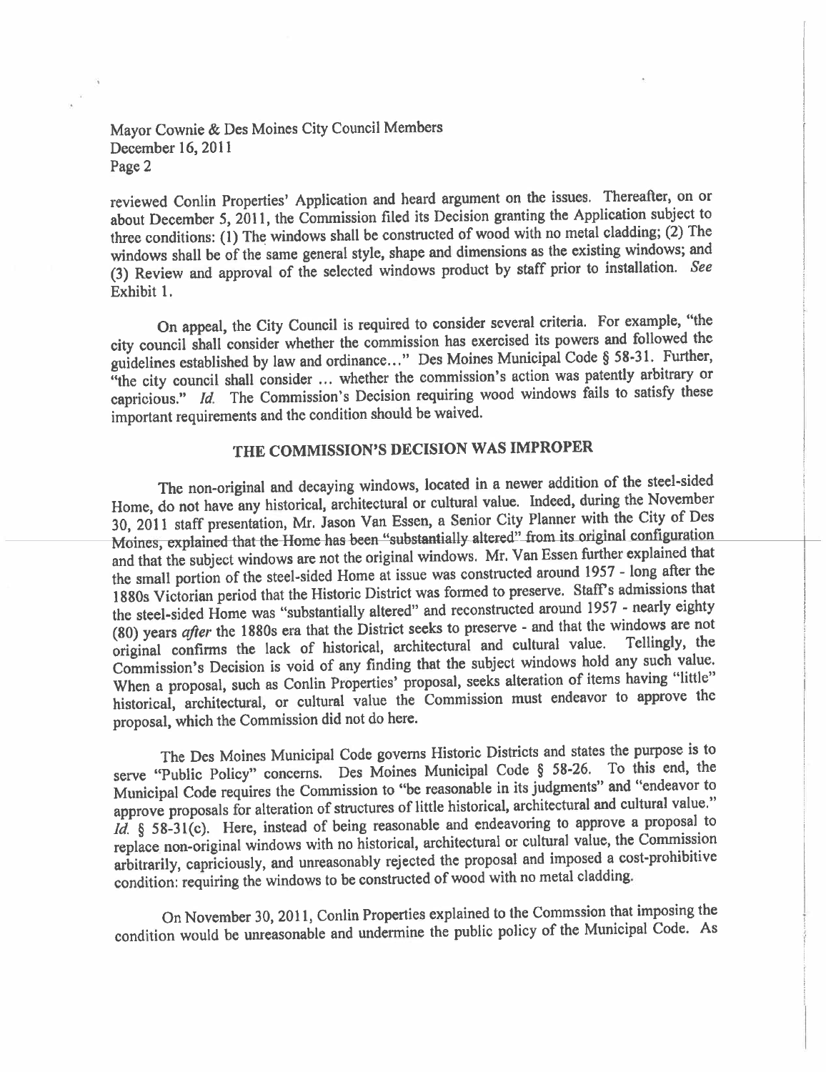reviewed Conlin Properties' Application and heard argument on the issues. Thereafter, on or about December 5, 2011, the Commission filed its Decision granting the Application subject to three conditions: (1) The windows shall be constructed of wood with no metal cladding; (2) The windows shall be of the same general style, shape and dimensions as the existing windows; and (3) Review and approval of the selected windows product by staff prior to installation. *See* Exhibit 1.

On appeal, the City Council is required to consider several criteria. For example, "the city council shall consider whether the commission has exercised its powers and followed the guidelines established by law and ordinance..." Des Moines Municipal Code § 58-31. Further, "the city council shall consider ... whether the commission's action was patently arbitrary or capricious." *Id.* The Commission's Decision requiring wood windows fails to satisfy these important requirements and the condition should be waived.

## THE COMMISSION'S DECISION WAS IMPROPER

The non-original and decaying windows, located in a newer addition of the steel-sided Home, do **not** have any historical, architectural or cultural value. Indeed, during the November 30, 2011 staff presentation, Mr. Jason Van Essen, a Senior City Planner with the City of Des Moines, explained that the Home has been "substantially altered" from its original configuration and that the subject windows are not the original windows. Mr. Van Essen further explained that the small portion of the steel-sided Home at issue was constructed around 1957 - long after the 1880s Victorian period that the Historic District was formed to preserve. Staff's admissions that the steel-sided Home was "substantially altered" and reconstructed around 1957 - nearly eighty (80) years *after* the 1880s era that the District seeks to preserve - and that the windows are not original confirms the lack of historical, architectural and cultural value. Tellingly, the Commission's Decision is void of any finding that the subject windows hold any such value. When a proposal, such as Conlin Properties' proposal, seeks alteration of items having "little" historical, architectural, or cultural value the Commission must endeavor to approve the proposal, which the Commission did not do here.

The Des Moines Municipal Code governs Historic Districts and states the purpose is to serve "Public Policy" concerns. Des Moines Municipal Code § 58-26. To this end, the Municipal Code requires the Commission to "be reasonable in its judgments" and "endeavor to approve proposals for alteration of structures of little historical, architectural and cultural value." *Id.* § 58-31(c). Here, instead of being reasonable and endeavoring to approve a proposal to replace non-original windows with no historical, architectural or cultural value, the Commission arbitrarily, capriciously, and unreasonably rejected the proposal and imposed a cost-prohibitive condition: requiring the windows to be constructed of wood with no metal cladding.

On November 30, 2011, Conlin Properties explained to the Commssion that imposing the condition would be unreasonable and undermine the public policy of the Municipal Code. As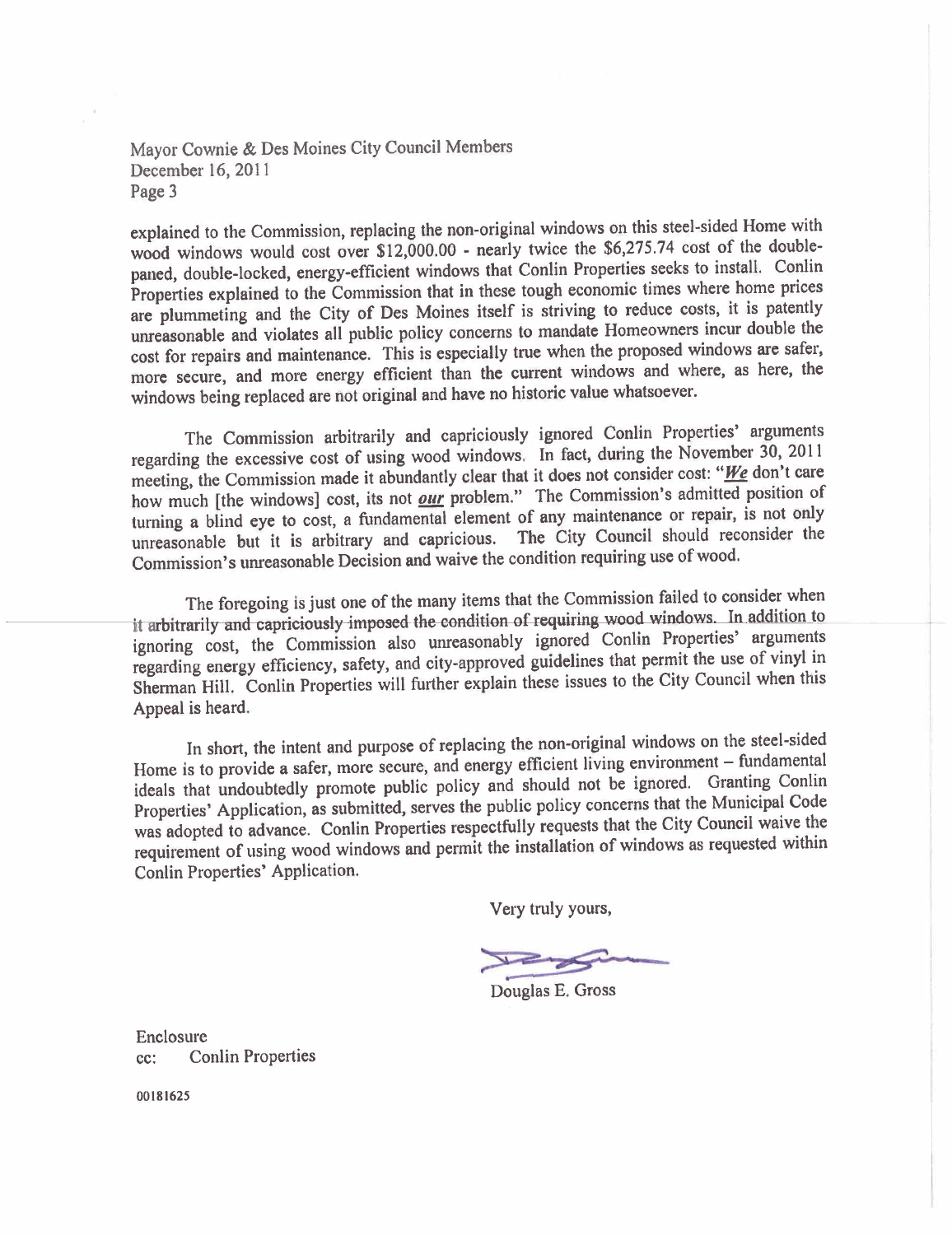Mayor Cownie & Des Moines City Council Members
December 16, 2011
Page 3

explained to the Commission, replacing the non-original windows on this steel-sided Home with wood windows would cost over $12,000.00 - nearly twice the $6,275.74 cost of the double-paned, double-locked, energy-efficient windows that Conlin Properties seeks to install. Conlin Properties explained to the Commission that in these tough economic times where home prices are plummeting and the City of Des Moines itself is striving to reduce costs, it is patently unreasonable and violates all public policy concerns to mandate Homeowners incur double the cost for repairs and maintenance. This is especially true when the proposed windows are safer, more secure, and more energy efficient than the current windows and where, as here, the windows being replaced are not original and have no historic value whatsoever.

The Commission arbitrarily and capriciously ignored Conlin Properties' arguments regarding the excessive cost of using wood windows. In fact, during the November 30, 2011 meeting, the Commission made it abundantly clear that it does not consider cost: "***We*** don't care how much [the windows] cost, its not ***our*** problem." The Commission's admitted position of turning a blind eye to cost, a fundamental element of any maintenance or repair, is not only unreasonable but it is arbitrary and capricious. The City Council should reconsider the Commission's unreasonable Decision and waive the condition requiring use of wood.

The foregoing is just one of the many items that the Commission failed to consider when it arbitrarily and capriciously imposed the condition of requiring wood windows. In addition to ignoring cost, the Commission also unreasonably ignored Conlin Properties' arguments regarding energy efficiency, safety, and city-approved guidelines that permit the use of vinyl in Sherman Hill. Conlin Properties will further explain these issues to the City Council when this Appeal is heard.

In short, the intent and purpose of replacing the non-original windows on the steel-sided Home is to provide a safer, more secure, and energy efficient living environment – fundamental ideals that undoubtedly promote public policy and should not be ignored. Granting Conlin Properties' Application, as submitted, serves the public policy concerns that the Municipal Code was adopted to advance. Conlin Properties respectfully requests that the City Council waive the requirement of using wood windows and permit the installation of windows as requested within Conlin Properties' Application.

Very truly yours,

Douglas E. Gross

Enclosure
cc: Conlin Properties

00181625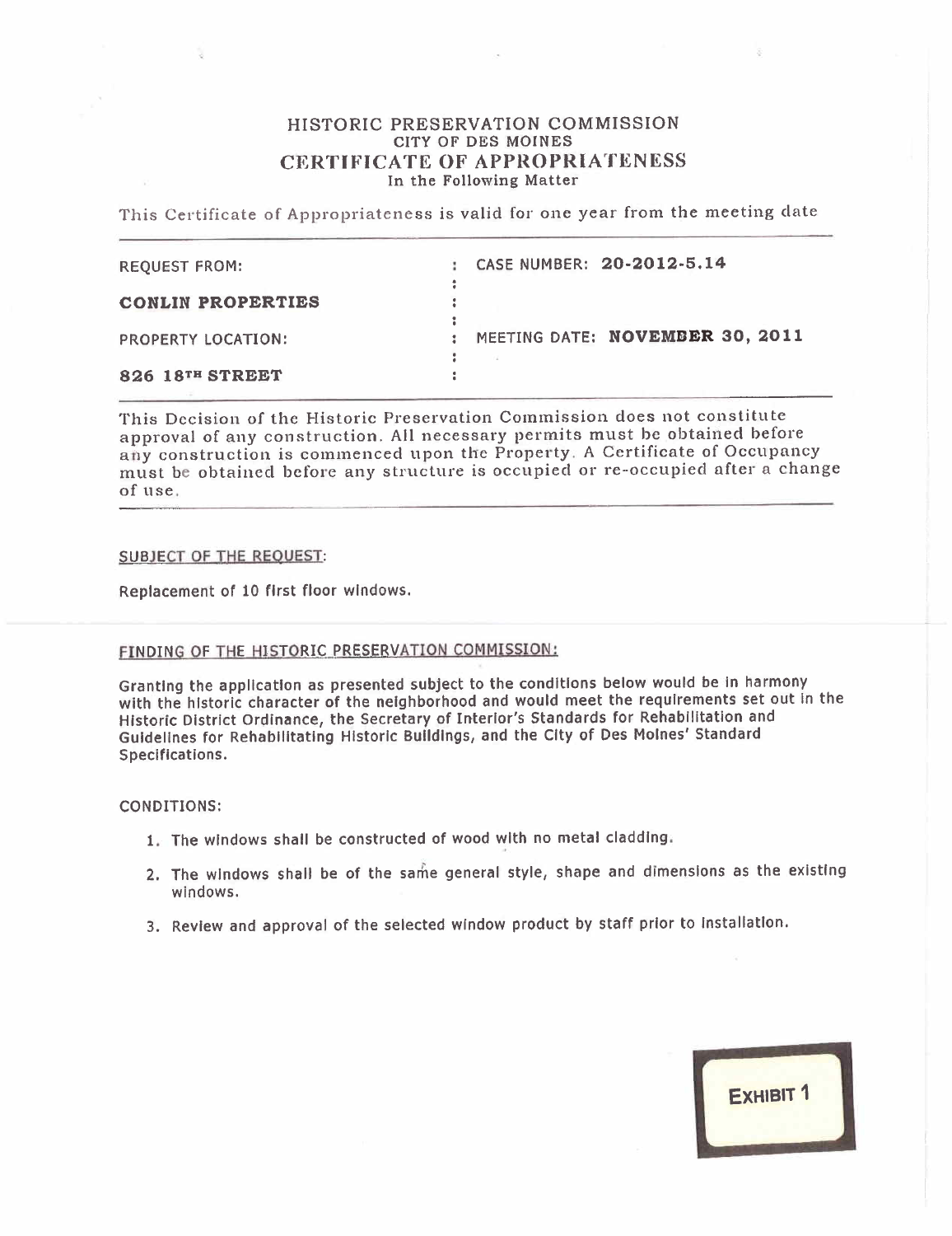# HISTORIC PRESERVATION COMMISSION

## CITY OF DES MOINES

## CERTIFICATE OF APPROPRIATENESS

In the Following Matter

This Certificate of Appropriateness is valid for one year from the meeting date

| | |
|---|---|
| REQUEST FROM: | CASE NUMBER: **20-2012-5.14** |
| **CONLIN PROPERTIES** | |
| PROPERTY LOCATION: | MEETING DATE: **NOVEMBER 30, 2011** |
| **826 18TH STREET** | |

This Decision of the Historic Preservation Commission does not constitute approval of any construction. All necessary permits must be obtained before any construction is commenced upon the Property. A Certificate of Occupancy must be obtained before any structure is occupied or re-occupied after a change of use.

SUBJECT OF THE REQUEST:

Replacement of 10 first floor windows.

FINDING OF THE HISTORIC PRESERVATION COMMISSION:

Granting the application as presented subject to the conditions below would be in harmony with the historic character of the neighborhood and would meet the requirements set out in the Historic District Ordinance, the Secretary of Interior's Standards for Rehabilitation and Guidelines for Rehabilitating Historic Buildings, and the City of Des Moines' Standard Specifications.

CONDITIONS:

1. The windows shall be constructed of wood with no metal cladding.
2. The windows shall be of the same general style, shape and dimensions as the existing windows.
3. Review and approval of the selected window product by staff prior to installation.

EXHIBIT 1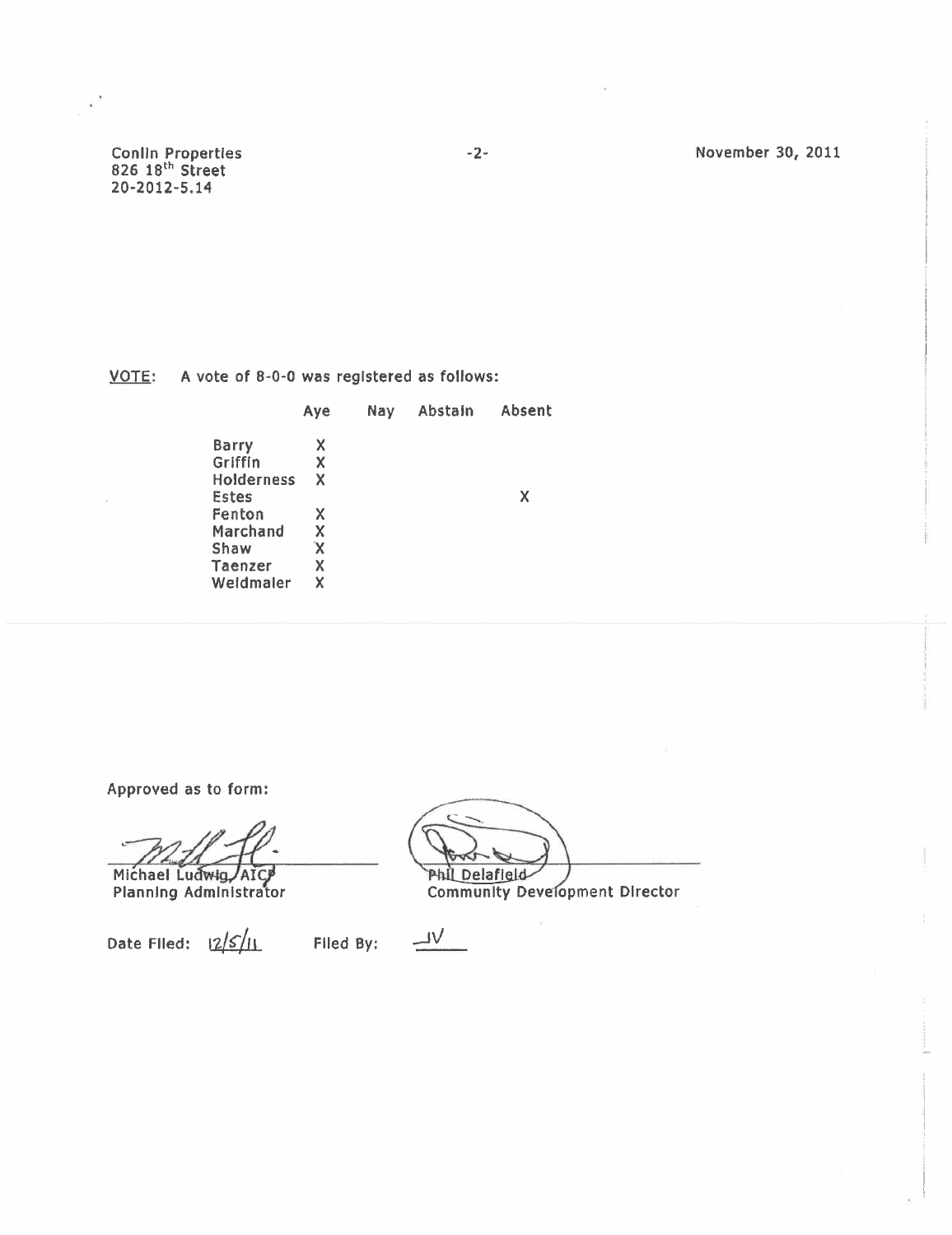Conlin Properties
826 18th Street
20-2012-5.14

November 30, 2011

**VOTE:** A vote of 8-0-0 was registered as follows:

| | Aye | Nay | Abstain | Absent |
|---|---|---|---|---|
| Barry | X | | | |
| Griffin | X | | | |
| Holderness | X | | | |
| Estes | | | | X |
| Fenton | X | | | |
| Marchand | X | | | |
| Shaw | X | | | |
| Taenzer | X | | | |
| Weidmaier | X | | | |

Approved as to form:

Michael Ludwig, AICP
Planning Administrator

Phil Delafield
Community Development Director

Date Filed: 12/5/11 Filed By: JV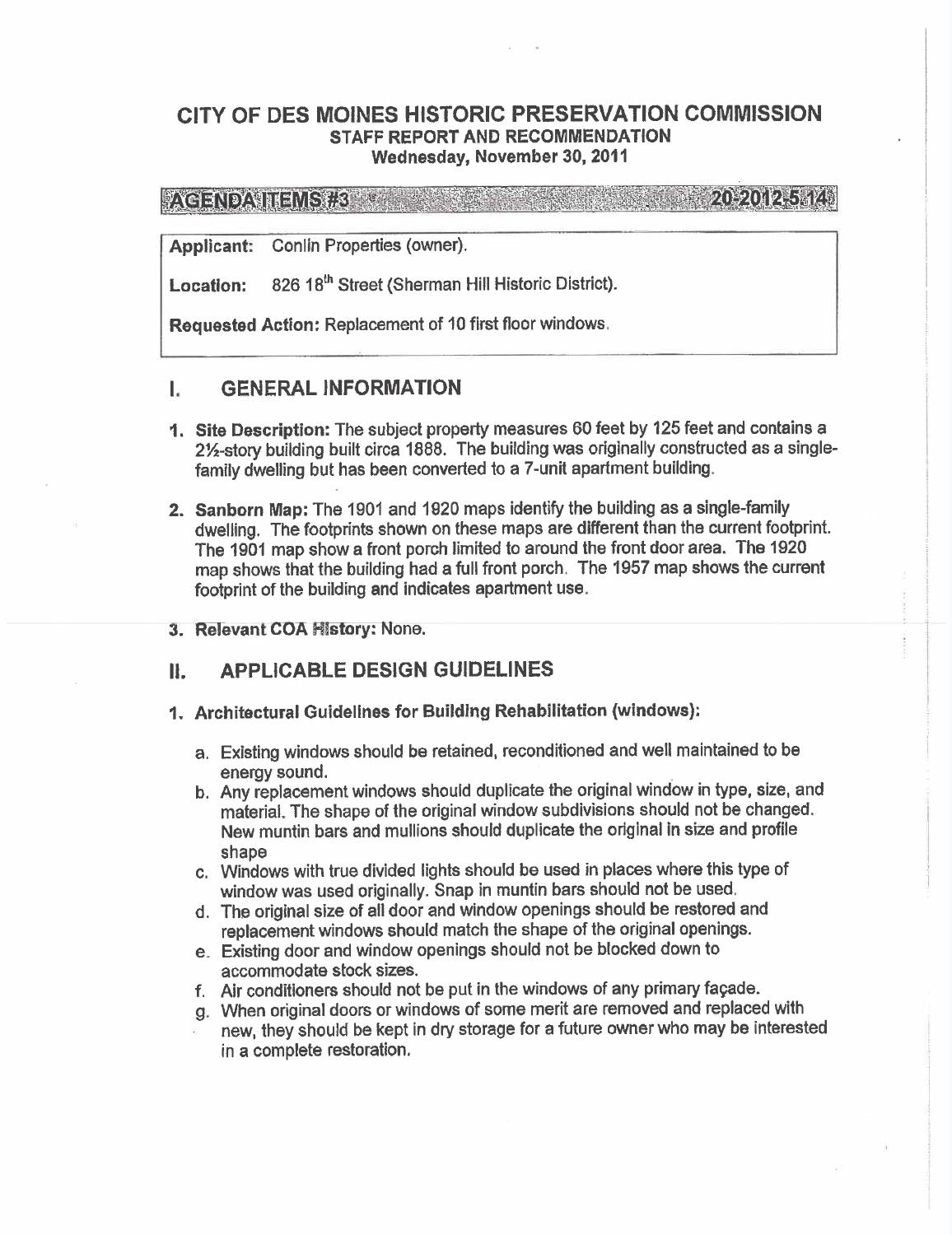# CITY OF DES MOINES HISTORIC PRESERVATION COMMISSION

## STAFF REPORT AND RECOMMENDATION

### Wednesday, November 30, 2011

**AGENDA ITEMS #3** **20-2012-5.14**

**Applicant:** Conlin Properties (owner).

**Location:** 826 18th Street (Sherman Hill Historic District).

**Requested Action:** Replacement of 10 first floor windows.

## I. GENERAL INFORMATION

1. **Site Description:** The subject property measures 60 feet by 125 feet and contains a 2½-story building built circa 1888. The building was originally constructed as a single-family dwelling but has been converted to a 7-unit apartment building.

2. **Sanborn Map:** The 1901 and 1920 maps identify the building as a single-family dwelling. The footprints shown on these maps are different than the current footprint. The 1901 map show a front porch limited to around the front door area. The 1920 map shows that the building had a full front porch. The 1957 map shows the current footprint of the building and indicates apartment use.

3. **Relevant COA History:** None.

## II. APPLICABLE DESIGN GUIDELINES

1. **Architectural Guidelines for Building Rehabilitation (windows):**

   a. Existing windows should be retained, reconditioned and well maintained to be energy sound.

   b. Any replacement windows should duplicate the original window in type, size, and material. The shape of the original window subdivisions should not be changed. New muntin bars and mullions should duplicate the original in size and profile shape

   c. Windows with true divided lights should be used in places where this type of window was used originally. Snap in muntin bars should not be used.

   d. The original size of all door and window openings should be restored and replacement windows should match the shape of the original openings.

   e. Existing door and window openings should not be blocked down to accommodate stock sizes.

   f. Air conditioners should not be put in the windows of any primary façade.

   g. When original doors or windows of some merit are removed and replaced with new, they should be kept in dry storage for a future owner who may be interested in a complete restoration.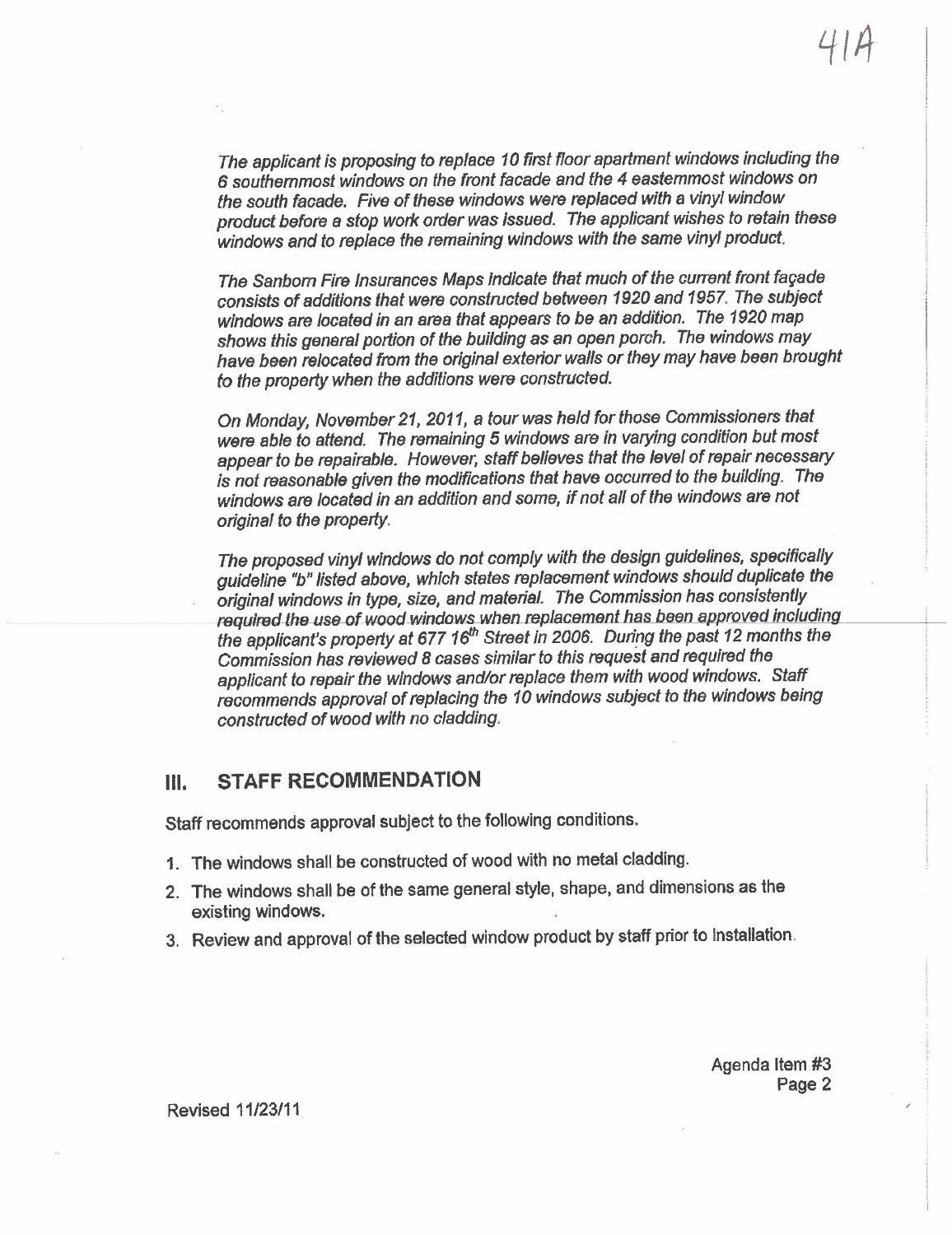*The applicant is proposing to replace 10 first floor apartment windows including the 6 southernmost windows on the front facade and the 4 easternmost windows on the south facade. Five of these windows were replaced with a vinyl window product before a stop work order was issued. The applicant wishes to retain these windows and to replace the remaining windows with the same vinyl product.*

*The Sanborn Fire Insurances Maps indicate that much of the current front façade consists of additions that were constructed between 1920 and 1957. The subject windows are located in an area that appears to be an addition. The 1920 map shows this general portion of the building as an open porch. The windows may have been relocated from the original exterior walls or they may have been brought to the property when the additions were constructed.*

*On Monday, November 21, 2011, a tour was held for those Commissioners that were able to attend. The remaining 5 windows are in varying condition but most appear to be repairable. However, staff believes that the level of repair necessary is not reasonable given the modifications that have occurred to the building. The windows are located in an addition and some, if not all of the windows are not original to the property.*

*The proposed vinyl windows do not comply with the design guidelines, specifically guideline "b" listed above, which states replacement windows should duplicate the original windows in type, size, and material. The Commission has consistently required the use of wood windows when replacement has been approved including the applicant's property at 677 16th Street in 2006. During the past 12 months the Commission has reviewed 8 cases similar to this request and required the applicant to repair the windows and/or replace them with wood windows. Staff recommends approval of replacing the 10 windows subject to the windows being constructed of wood with no cladding.*

## III. STAFF RECOMMENDATION

Staff recommends approval subject to the following conditions.

1. The windows shall be constructed of wood with no metal cladding.
2. The windows shall be of the same general style, shape, and dimensions as the existing windows.
3. Review and approval of the selected window product by staff prior to installation.

Agenda Item #3
Page 2

Revised 11/23/11